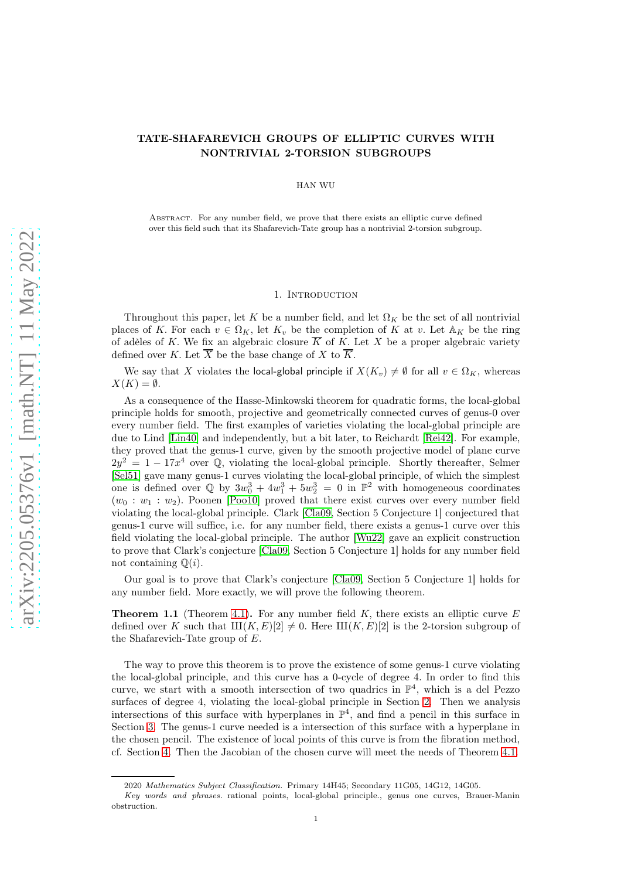# TATE-SHAFAREVICH GROUPS OF ELLIPTIC CURVES WITH NONTRIVIAL 2-TORSION SUBGROUPS

HAN WU

Abstract. For any number field, we prove that there exists an elliptic curve defined over this field such that its Shafarevich-Tate group has a nontrivial 2-torsion subgroup.

## 1. Introduction

Throughout this paper, let $K$ be a number field, and let $\Omega_K$ be the set of all nontrivial places of $K$. For each $v \in \Omega_K$, let $K_v$ be the completion of $K$ at $v$. Let $\mathbb{A}_K$ be the ring of adèles of $K$. We fix an algebraic closure $\overline{K}$ of $K$. Let $X$ be a proper algebraic variety defined over $K$. Let $\overline{X}$ be the base change of $X$ to $\overline{K}$.

We say that $X$ violates the local-global principle if $X(K_v) \neq \emptyset$ for all $v \in \Omega_K$, whereas $X(K) = \emptyset$.

As a consequence of the Hasse-Minkowski theorem for quadratic forms, the local-global principle holds for smooth, projective and geometrically connected curves of genus-0 over every number field. The first examples of varieties violating the local-global principle are due to Lind [Lin40] and independently, but a bit later, to Reichardt [Rei42]. For example, they proved that the genus-1 curve, given by the smooth projective model of plane curve $2y^2 = 1 - 17x^4$ over $\mathbb{Q}$, violating the local-global principle. Shortly thereafter, Selmer [Sel51] gave many genus-1 curves violating the local-global principle, of which the simplest one is defined over $\mathbb{Q}$ by $3w_0^3 + 4w_1^3 + 5w_2^3 = 0$ in $\mathbb{P}^2$ with homogeneous coordinates $(w_0 : w_1 : w_2)$. Poonen [Poo10] proved that there exist curves over every number field violating the local-global principle. Clark [Cla09, Section 5 Conjecture 1] conjectured that genus-1 curve will suffice, i.e. for any number field, there exists a genus-1 curve over this field violating the local-global principle. The author [Wu22] gave an explicit construction to prove that Clark's conjecture [Cla09, Section 5 Conjecture 1] holds for any number field not containing $\mathbb{Q}(i)$.

Our goal is to prove that Clark's conjecture [Cla09, Section 5 Conjecture 1] holds for any number field. More exactly, we will prove the following theorem.

**Theorem 1.1** (Theorem 4.1). For any number field $K$, there exists an elliptic curve $E$ defined over $K$ such that $\text{Ш}(K, E)[2] \neq 0$. Here $\text{Ш}(K, E)[2]$ is the 2-torsion subgroup of the Shafarevich-Tate group of $E$.

The way to prove this theorem is to prove the existence of some genus-1 curve violating the local-global principle, and this curve has a 0-cycle of degree 4. In order to find this curve, we start with a smooth intersection of two quadrics in $\mathbb{P}^4$, which is a del Pezzo surfaces of degree 4, violating the local-global principle in Section 2. Then we analysis intersections of this surface with hyperplanes in $\mathbb{P}^4$, and find a pencil in this surface in Section 3. The genus-1 curve needed is a intersection of this surface with a hyperplane in the chosen pencil. The existence of local points of this curve is from the fibration method, cf. Section 4. Then the Jacobian of the chosen curve will meet the needs of Theorem 4.1.

2020 *Mathematics Subject Classification.* Primary 14H45; Secondary 11G05, 14G12, 14G05.

*Key words and phrases.* rational points, local-global principle., genus one curves, Brauer-Manin obstruction.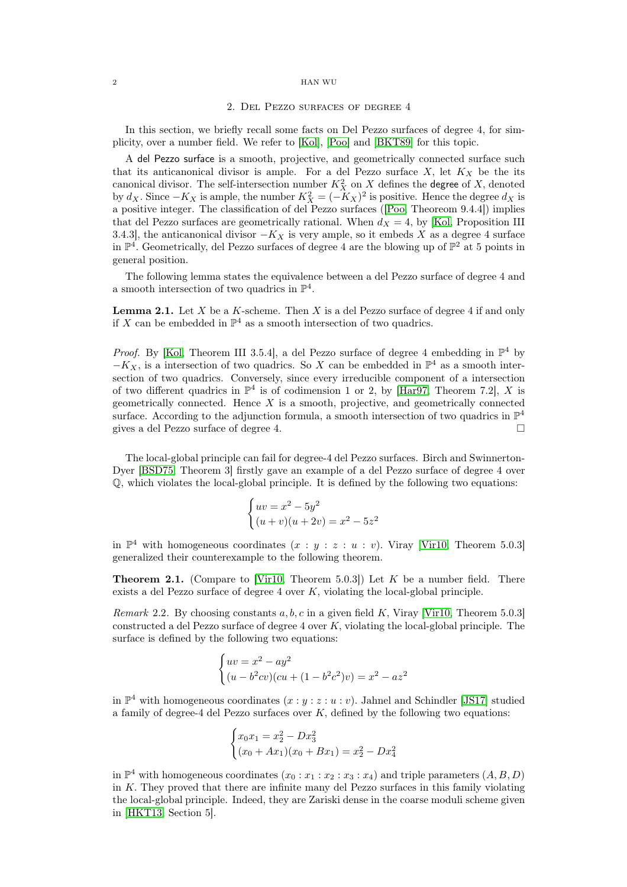## 2. Del Pezzo surfaces of degree 4

In this section, we briefly recall some facts on Del Pezzo surfaces of degree 4, for simplicity, over a number field. We refer to [Kol], [Poo] and [BKT89] for this topic.

A del Pezzo surface is a smooth, projective, and geometrically connected surface such that its anticanonical divisor is ample. For a del Pezzo surface $X$, let $K_X$ be the its canonical divisor. The self-intersection number $K_X^2$ on $X$ defines the degree of $X$, denoted by $d_X$. Since $-K_X$ is ample, the number $K_X^2 = (-K_X)^2$ is positive. Hence the degree $d_X$ is a positive integer. The classification of del Pezzo surfaces ([Poo, Theoreom 9.4.4]) implies that del Pezzo surfaces are geometrically rational. When $d_X = 4$, by [Kol, Proposition III 3.4.3], the anticanonical divisor $-K_X$ is very ample, so it embeds $X$ as a degree 4 surface in $\mathbb{P}^4$. Geometrically, del Pezzo surfaces of degree 4 are the blowing up of $\mathbb{P}^2$ at 5 points in general position.

The following lemma states the equivalence between a del Pezzo surface of degree 4 and a smooth intersection of two quadrics in $\mathbb{P}^4$.

**Lemma 2.1.** Let $X$ be a $K$-scheme. Then $X$ is a del Pezzo surface of degree 4 if and only if $X$ can be embedded in $\mathbb{P}^4$ as a smooth intersection of two quadrics.

*Proof.* By [Kol, Theorem III 3.5.4], a del Pezzo surface of degree 4 embedding in $\mathbb{P}^4$ by $-K_X$, is a intersection of two quadrics. So $X$ can be embedded in $\mathbb{P}^4$ as a smooth intersection of two quadrics. Conversely, since every irreducible component of a intersection of two different quadrics in $\mathbb{P}^4$ is of codimension 1 or 2, by [Har97, Theorem 7.2], $X$ is geometrically connected. Hence $X$ is a smooth, projective, and geometrically connected surface. According to the adjunction formula, a smooth intersection of two quadrics in $\mathbb{P}^4$ gives a del Pezzo surface of degree 4. $\square$

The local-global principle can fail for degree-4 del Pezzo surfaces. Birch and Swinnerton-Dyer [BSD75, Theorem 3] firstly gave an example of a del Pezzo surface of degree 4 over $\mathbb{Q}$, which violates the local-global principle. It is defined by the following two equations:

$$\begin{cases} uv = x^2 - 5y^2 \\ (u+v)(u+2v) = x^2 - 5z^2 \end{cases}$$

in $\mathbb{P}^4$ with homogeneous coordinates $(x : y : z : u : v)$. Viray [Vir10, Theorem 5.0.3] generalized their counterexample to the following theorem.

**Theorem 2.1.** (Compare to [Vir10, Theorem 5.0.3]) Let $K$ be a number field. There exists a del Pezzo surface of degree 4 over $K$, violating the local-global principle.

*Remark* 2.2. By choosing constants $a, b, c$ in a given field $K$, Viray [Vir10, Theorem 5.0.3] constructed a del Pezzo surface of degree 4 over $K$, violating the local-global principle. The surface is defined by the following two equations:

$$\begin{cases} uv = x^2 - ay^2 \\ (u - b^2cv)(cu + (1 - b^2c^2)v) = x^2 - az^2 \end{cases}$$

in $\mathbb{P}^4$ with homogeneous coordinates $(x : y : z : u : v)$. Jahnel and Schindler [JS17] studied a family of degree-4 del Pezzo surfaces over $K$, defined by the following two equations:

$$\begin{cases} x_0x_1 = x_2^2 - Dx_3^2 \\ (x_0 + Ax_1)(x_0 + Bx_1) = x_2^2 - Dx_4^2 \end{cases}$$

in $\mathbb{P}^4$ with homogeneous coordinates $(x_0 : x_1 : x_2 : x_3 : x_4)$ and triple parameters $(A, B, D)$ in $K$. They proved that there are infinite many del Pezzo surfaces in this family violating the local-global principle. Indeed, they are Zariski dense in the coarse moduli scheme given in [HKT13, Section 5].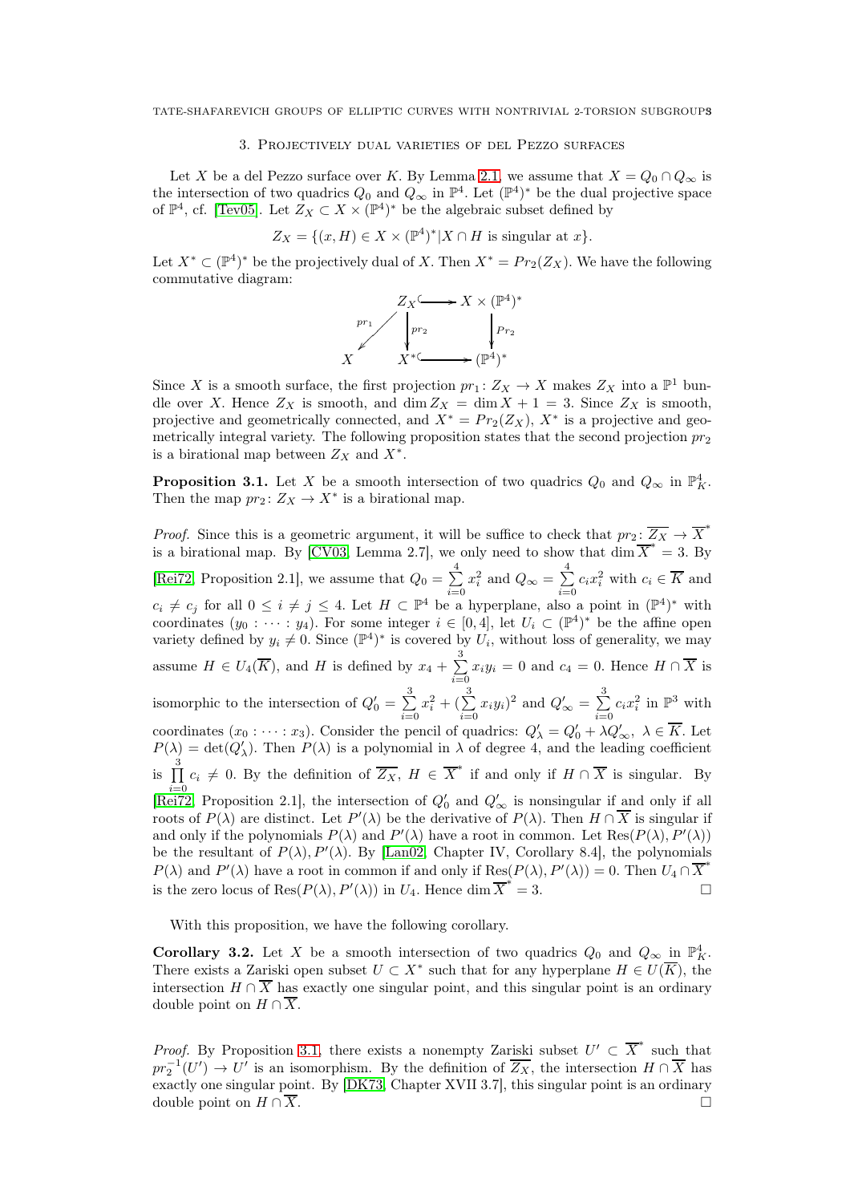## 3. Projectively dual varieties of del Pezzo surfaces

Let $X$ be a del Pezzo surface over $K$. By Lemma 2.1, we assume that $X = Q_0 \cap Q_\infty$ is the intersection of two quadrics $Q_0$ and $Q_\infty$ in $\mathbb{P}^4$. Let $(\mathbb{P}^4)^*$ be the dual projective space of $\mathbb{P}^4$, cf. [Tev05]. Let $Z_X \subset X \times (\mathbb{P}^4)^*$ be the algebraic subset defined by

$$Z_X = \{(x, H) \in X \times (\mathbb{P}^4)^* | X \cap H \text{ is singular at } x\}.$$

Let $X^* \subset (\mathbb{P}^4)^*$ be the projectively dual of $X$. Then $X^* = Pr_2(Z_X)$. We have the following commutative diagram:

$$\begin{array}{ccc} Z_X & \hookrightarrow & X \times (\mathbb{P}^4)^* \\ {\scriptstyle pr_1} \swarrow \quad \downarrow {\scriptstyle pr_2} & & \downarrow {\scriptstyle Pr_2} \\ X \qquad X^* & \hookrightarrow & (\mathbb{P}^4)^* \end{array}$$

Since $X$ is a smooth surface, the first projection $pr_1 \colon Z_X \to X$ makes $Z_X$ into a $\mathbb{P}^1$ bundle over $X$. Hence $Z_X$ is smooth, and $\dim Z_X = \dim X + 1 = 3$. Since $Z_X$ is smooth, projective and geometrically connected, and $X^* = Pr_2(Z_X)$, $X^*$ is a projective and geometrically integral variety. The following proposition states that the second projection $pr_2$ is a birational map between $Z_X$ and $X^*$.

**Proposition 3.1.** *Let $X$ be a smooth intersection of two quadrics $Q_0$ and $Q_\infty$ in $\mathbb{P}^4_K$. Then the map $pr_2 \colon Z_X \to X^*$ is a birational map.*

*Proof.* Since this is a geometric argument, it will be suffice to check that $pr_2 \colon \overline{Z_X} \to \overline{X}^*$ is a birational map. By [CV03, Lemma 2.7], we only need to show that $\dim \overline{X}^* = 3$. By [Rei72, Proposition 2.1], we assume that $Q_0 = \sum_{i=0}^{4} x_i^2$ and $Q_\infty = \sum_{i=0}^{4} c_i x_i^2$ with $c_i \in \overline{K}$ and $c_i \neq c_j$ for all $0 \leq i \neq j \leq 4$. Let $H \subset \mathbb{P}^4$ be a hyperplane, also a point in $(\mathbb{P}^4)^*$ with coordinates $(y_0 : \cdots : y_4)$. For some integer $i \in [0, 4]$, let $U_i \subset (\mathbb{P}^4)^*$ be the affine open variety defined by $y_i \neq 0$. Since $(\mathbb{P}^4)^*$ is covered by $U_i$, without loss of generality, we may assume $H \in U_4(\overline{K})$, and $H$ is defined by $x_4 + \sum_{i=0}^{3} x_i y_i = 0$ and $c_4 = 0$. Hence $H \cap \overline{X}$ is isomorphic to the intersection of $Q'_0 = \sum_{i=0}^{3} x_i^2 + (\sum_{i=0}^{3} x_i y_i)^2$ and $Q'_\infty = \sum_{i=0}^{3} c_i x_i^2$ in $\mathbb{P}^3$ with coordinates $(x_0 : \cdots : x_3)$. Consider the pencil of quadrics: $Q'_\lambda = Q'_0 + \lambda Q'_\infty$, $\lambda \in \overline{K}$. Let $P(\lambda) = \det(Q'_\lambda)$. Then $P(\lambda)$ is a polynomial in $\lambda$ of degree 4, and the leading coefficient is $\prod_{i=0}^{3} c_i \neq 0$. By the definition of $\overline{Z_X}$, $H \in \overline{X}^*$ if and only if $H \cap \overline{X}$ is singular. By [Rei72, Proposition 2.1], the intersection of $Q'_0$ and $Q'_\infty$ is nonsingular if and only if all roots of $P(\lambda)$ are distinct. Let $P'(\lambda)$ be the derivative of $P(\lambda)$. Then $H \cap \overline{X}$ is singular if and only if the polynomials $P(\lambda)$ and $P'(\lambda)$ have a root in common. Let $\mathrm{Res}(P(\lambda), P'(\lambda))$ be the resultant of $P(\lambda), P'(\lambda)$. By [Lan02, Chapter IV, Corollary 8.4], the polynomials $P(\lambda)$ and $P'(\lambda)$ have a root in common if and only if $\mathrm{Res}(P(\lambda), P'(\lambda)) = 0$. Then $U_4 \cap \overline{X}^*$ is the zero locus of $\mathrm{Res}(P(\lambda), P'(\lambda))$ in $U_4$. Hence $\dim \overline{X}^* = 3$. $\square$

With this proposition, we have the following corollary.

**Corollary 3.2.** *Let $X$ be a smooth intersection of two quadrics $Q_0$ and $Q_\infty$ in $\mathbb{P}^4_K$. There exists a Zariski open subset $U \subset X^*$ such that for any hyperplane $H \in U(\overline{K})$, the intersection $H \cap \overline{X}$ has exactly one singular point, and this singular point is an ordinary double point on $H \cap \overline{X}$.*

*Proof.* By Proposition 3.1, there exists a nonempty Zariski subset $U' \subset \overline{X}^*$ such that $pr_2^{-1}(U') \to U'$ is an isomorphism. By the definition of $\overline{Z_X}$, the intersection $H \cap \overline{X}$ has exactly one singular point. By [DK73, Chapter XVII 3.7], this singular point is an ordinary double point on $H \cap \overline{X}$. $\square$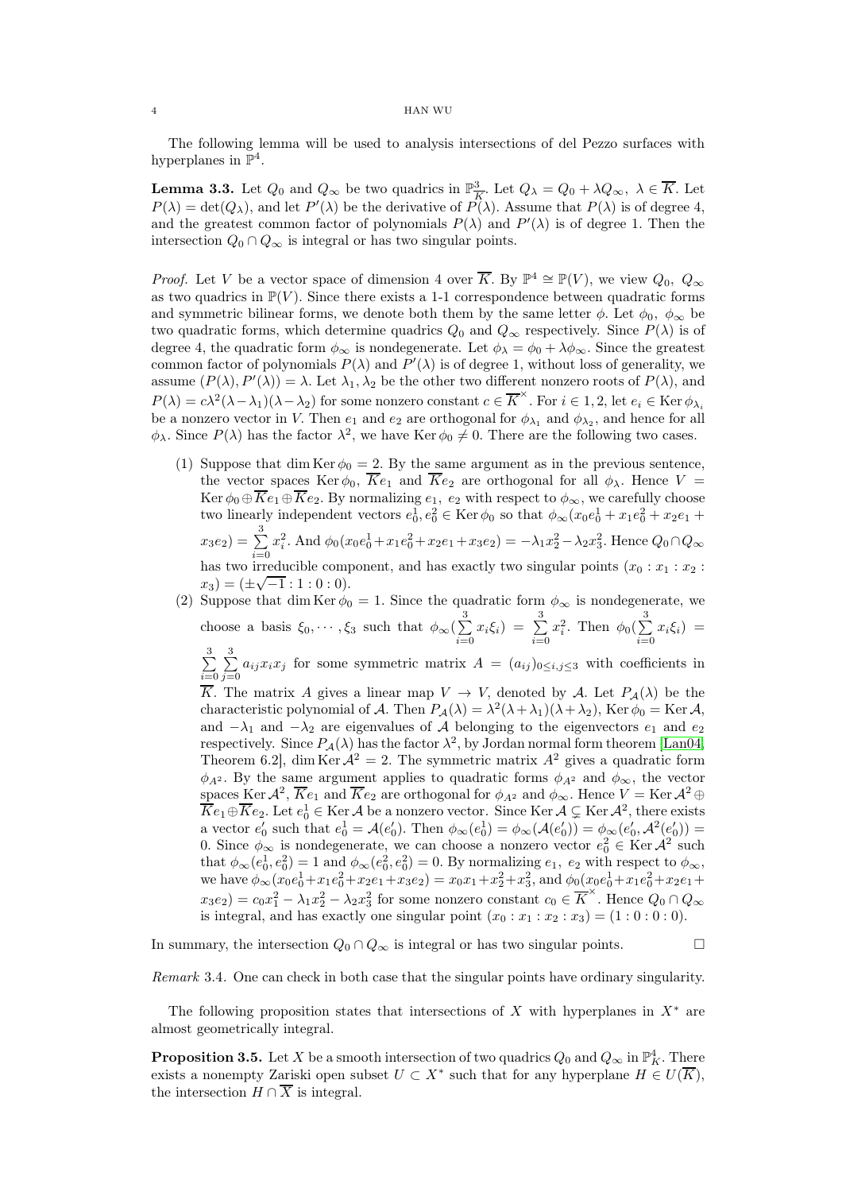The following lemma will be used to analysis intersections of del Pezzo surfaces with hyperplanes in $\mathbb{P}^4$.

**Lemma 3.3.** Let $Q_0$ and $Q_\infty$ be two quadrics in $\mathbb{P}^3_{\overline{K}}$. Let $Q_\lambda = Q_0 + \lambda Q_\infty$, $\lambda \in \overline{K}$. Let $P(\lambda) = \det(Q_\lambda)$, and let $P'(\lambda)$ be the derivative of $P(\lambda)$. Assume that $P(\lambda)$ is of degree 4, and the greatest common factor of polynomials $P(\lambda)$ and $P'(\lambda)$ is of degree 1. Then the intersection $Q_0 \cap Q_\infty$ is integral or has two singular points.

*Proof.* Let $V$ be a vector space of dimension 4 over $\overline{K}$. By $\mathbb{P}^4 \cong \mathbb{P}(V)$, we view $Q_0$, $Q_\infty$ as two quadrics in $\mathbb{P}(V)$. Since there exists a 1-1 correspondence between quadratic forms and symmetric bilinear forms, we denote both them by the same letter $\phi$. Let $\phi_0$, $\phi_\infty$ be two quadratic forms, which determine quadrics $Q_0$ and $Q_\infty$ respectively. Since $P(\lambda)$ is of degree 4, the quadratic form $\phi_\infty$ is nondegenerate. Let $\phi_\lambda = \phi_0 + \lambda\phi_\infty$. Since the greatest common factor of polynomials $P(\lambda)$ and $P'(\lambda)$ is of degree 1, without loss of generality, we assume $(P(\lambda), P'(\lambda)) = \lambda$. Let $\lambda_1, \lambda_2$ be the other two different nonzero roots of $P(\lambda)$, and $P(\lambda) = c\lambda^2(\lambda-\lambda_1)(\lambda-\lambda_2)$ for some nonzero constant $c \in \overline{K}^\times$. For $i \in 1, 2$, let $e_i \in \operatorname{Ker}\phi_{\lambda_i}$ be a nonzero vector in $V$. Then $e_1$ and $e_2$ are orthogonal for $\phi_{\lambda_1}$ and $\phi_{\lambda_2}$, and hence for all $\phi_\lambda$. Since $P(\lambda)$ has the factor $\lambda^2$, we have $\operatorname{Ker}\phi_0 \neq 0$. There are the following two cases.

1. Suppose that $\dim \operatorname{Ker}\phi_0 = 2$. By the same argument as in the previous sentence, the vector spaces $\operatorname{Ker}\phi_0$, $\overline{K}e_1$ and $\overline{K}e_2$ are orthogonal for all $\phi_\lambda$. Hence $V = \operatorname{Ker}\phi_0 \oplus \overline{K}e_1 \oplus \overline{K}e_2$. By normalizing $e_1$, $e_2$ with respect to $\phi_\infty$, we carefully choose two linearly independent vectors $e_0^1, e_0^2 \in \operatorname{Ker}\phi_0$ so that $\phi_\infty(x_0e_0^1 + x_1e_0^2 + x_2e_1 + x_3e_2) = \sum\limits_{i=0}^{3} x_i^2$. And $\phi_0(x_0e_0^1 + x_1e_0^2 + x_2e_1 + x_3e_2) = -\lambda_1x_2^2 - \lambda_2x_3^2$. Hence $Q_0 \cap Q_\infty$ has two irreducible component, and has exactly two singular points $(x_0 : x_1 : x_2 : x_3) = (\pm\sqrt{-1} : 1 : 0 : 0)$.
2. Suppose that $\dim \operatorname{Ker}\phi_0 = 1$. Since the quadratic form $\phi_\infty$ is nondegenerate, we choose a basis $\xi_0, \cdots, \xi_3$ such that $\phi_\infty(\sum\limits_{i=0}^{3} x_i\xi_i) = \sum\limits_{i=0}^{3} x_i^2$. Then $\phi_0(\sum\limits_{i=0}^{3} x_i\xi_i) = \sum\limits_{i=0}^{3}\sum\limits_{j=0}^{3} a_{ij}x_ix_j$ for some symmetric matrix $A = (a_{ij})_{0\leq i,j\leq 3}$ with coefficients in $\overline{K}$. The matrix $A$ gives a linear map $V \to V$, denoted by $\mathcal{A}$. Let $P_{\mathcal{A}}(\lambda)$ be the characteristic polynomial of $\mathcal{A}$. Then $P_{\mathcal{A}}(\lambda) = \lambda^2(\lambda+\lambda_1)(\lambda+\lambda_2)$, $\operatorname{Ker}\phi_0 = \operatorname{Ker}\mathcal{A}$, and $-\lambda_1$ and $-\lambda_2$ are eigenvalues of $\mathcal{A}$ belonging to the eigenvectors $e_1$ and $e_2$ respectively. Since $P_{\mathcal{A}}(\lambda)$ has the factor $\lambda^2$, by Jordan normal form theorem [Lan04, Theorem 6.2], $\dim \operatorname{Ker}\mathcal{A}^2 = 2$. The symmetric matrix $A^2$ gives a quadratic form $\phi_{A^2}$. By the same argument applies to quadratic forms $\phi_{A^2}$ and $\phi_\infty$, the vector spaces $\operatorname{Ker}\mathcal{A}^2$, $\overline{K}e_1$ and $\overline{K}e_2$ are orthogonal for $\phi_{A^2}$ and $\phi_\infty$. Hence $V = \operatorname{Ker}\mathcal{A}^2 \oplus \overline{K}e_1 \oplus \overline{K}e_2$. Let $e_0^1 \in \operatorname{Ker}\mathcal{A}$ be a nonzero vector. Since $\operatorname{Ker}\mathcal{A} \subsetneq \operatorname{Ker}\mathcal{A}^2$, there exists a vector $e_0'$ such that $e_0^1 = \mathcal{A}(e_0')$. Then $\phi_\infty(e_0^1) = \phi_\infty(\mathcal{A}(e_0')) = \phi_\infty(e_0', \mathcal{A}^2(e_0')) = 0$. Since $\phi_\infty$ is nondegenerate, we can choose a nonzero vector $e_0^2 \in \operatorname{Ker}\mathcal{A}^2$ such that $\phi_\infty(e_0^1, e_0^2) = 1$ and $\phi_\infty(e_0^2, e_0^2) = 0$. By normalizing $e_1$, $e_2$ with respect to $\phi_\infty$, we have $\phi_\infty(x_0e_0^1 + x_1e_0^2 + x_2e_1 + x_3e_2) = x_0x_1 + x_2^2 + x_3^2$, and $\phi_0(x_0e_0^1 + x_1e_0^2 + x_2e_1 + x_3e_2) = c_0x_1^2 - \lambda_1x_2^2 - \lambda_2x_3^2$ for some nonzero constant $c_0 \in \overline{K}^\times$. Hence $Q_0 \cap Q_\infty$ is integral, and has exactly one singular point $(x_0 : x_1 : x_2 : x_3) = (1 : 0 : 0 : 0)$.

In summary, the intersection $Q_0 \cap Q_\infty$ is integral or has two singular points. $\square$

*Remark* 3.4. One can check in both case that the singular points have ordinary singularity.

The following proposition states that intersections of $X$ with hyperplanes in $X^*$ are almost geometrically integral.

**Proposition 3.5.** Let $X$ be a smooth intersection of two quadrics $Q_0$ and $Q_\infty$ in $\mathbb{P}^4_K$. There exists a nonempty Zariski open subset $U \subset X^*$ such that for any hyperplane $H \in U(\overline{K})$, the intersection $H \cap \overline{X}$ is integral.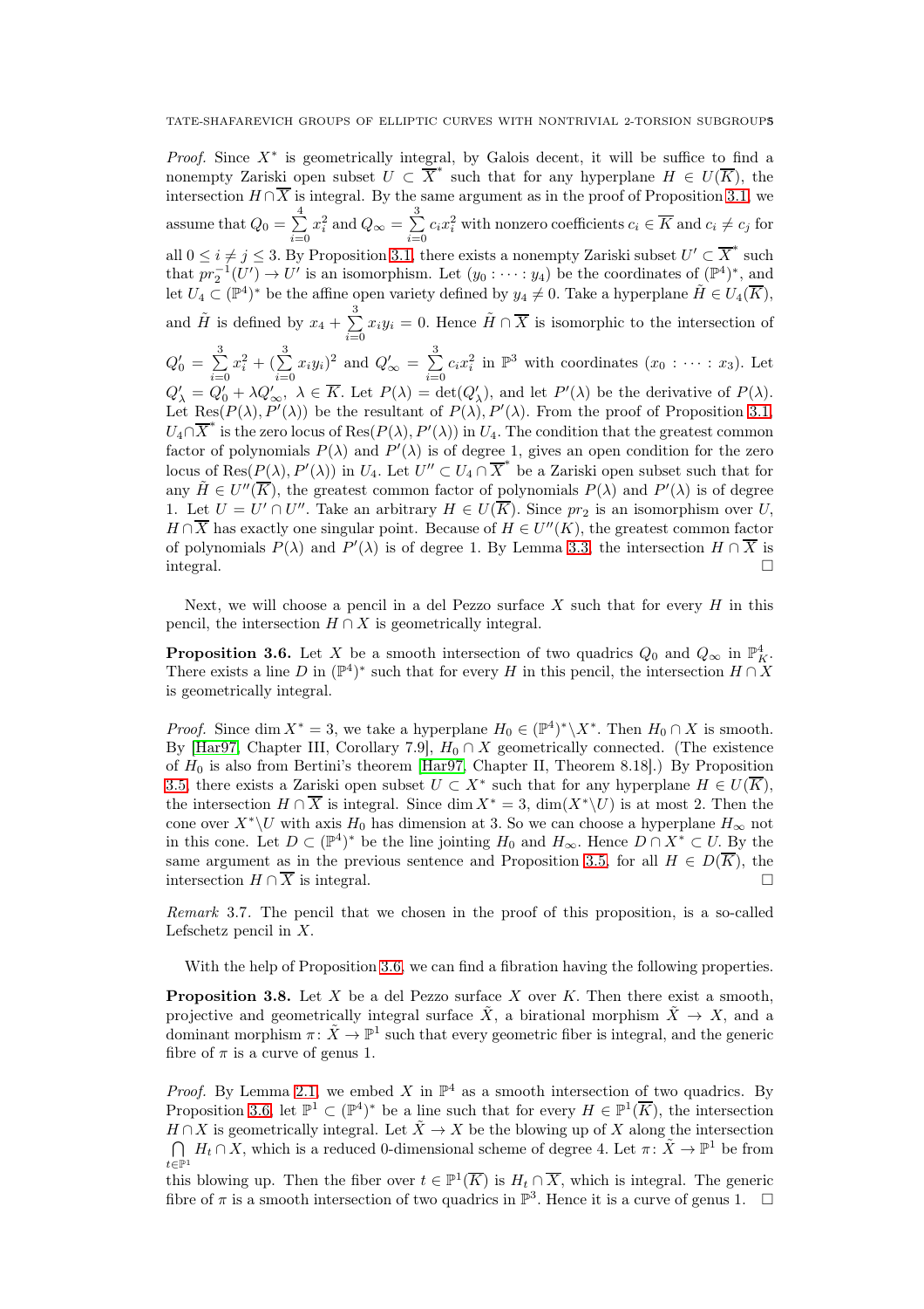*Proof.* Since $X^*$ is geometrically integral, by Galois decent, it will be suffice to find a nonempty Zariski open subset $U \subset \overline{X}^*$ such that for any hyperplane $H \in U(\overline{K})$, the intersection $H \cap \overline{X}$ is integral. By the same argument as in the proof of Proposition 3.1, we assume that $Q_0 = \sum_{i=0}^{4} x_i^2$ and $Q_\infty = \sum_{i=0}^{3} c_i x_i^2$ with nonzero coefficients $c_i \in \overline{K}$ and $c_i \neq c_j$ for all $0 \leq i \neq j \leq 3$. By Proposition 3.1, there exists a nonempty Zariski subset $U' \subset \overline{X}^*$ such that $pr_2^{-1}(U') \to U'$ is an isomorphism. Let $(y_0 : \cdots : y_4)$ be the coordinates of $(\mathbb{P}^4)^*$, and let $U_4 \subset (\mathbb{P}^4)^*$ be the affine open variety defined by $y_4 \neq 0$. Take a hyperplane $\tilde{H} \in U_4(\overline{K})$, and $\tilde{H}$ is defined by $x_4 + \sum_{i=0}^{3} x_i y_i = 0$. Hence $\tilde{H} \cap \overline{X}$ is isomorphic to the intersection of $Q_0' = \sum_{i=0}^{3} x_i^2 + (\sum_{i=0}^{3} x_i y_i)^2$ and $Q_\infty' = \sum_{i=0}^{3} c_i x_i^2$ in $\mathbb{P}^3$ with coordinates $(x_0 : \cdots : x_3)$. Let $Q_\lambda' = Q_0' + \lambda Q_\infty'$, $\lambda \in \overline{K}$. Let $P(\lambda) = \det(Q_\lambda')$, and let $P'(\lambda)$ be the derivative of $P(\lambda)$. Let $\mathrm{Res}(P(\lambda), P'(\lambda))$ be the resultant of $P(\lambda), P'(\lambda)$. From the proof of Proposition 3.1, $U_4 \cap \overline{X}^*$ is the zero locus of $\mathrm{Res}(P(\lambda), P'(\lambda))$ in $U_4$. The condition that the greatest common factor of polynomials $P(\lambda)$ and $P'(\lambda)$ is of degree 1, gives an open condition for the zero locus of $\mathrm{Res}(P(\lambda), P'(\lambda))$ in $U_4$. Let $U'' \subset U_4 \cap \overline{X}^*$ be a Zariski open subset such that for any $\tilde{H} \in U''(\overline{K})$, the greatest common factor of polynomials $P(\lambda)$ and $P'(\lambda)$ is of degree 1. Let $U = U' \cap U''$. Take an arbitrary $H \in U(\overline{K})$. Since $pr_2$ is an isomorphism over $U$, $H \cap \overline{X}$ has exactly one singular point. Because of $H \in U''(K)$, the greatest common factor of polynomials $P(\lambda)$ and $P'(\lambda)$ is of degree 1. By Lemma 3.3, the intersection $H \cap \overline{X}$ is integral. □

Next, we will choose a pencil in a del Pezzo surface $X$ such that for every $H$ in this pencil, the intersection $H \cap X$ is geometrically integral.

**Proposition 3.6.** Let $X$ be a smooth intersection of two quadrics $Q_0$ and $Q_\infty$ in $\mathbb{P}^4_K$. There exists a line $D$ in $(\mathbb{P}^4)^*$ such that for every $H$ in this pencil, the intersection $H \cap X$ is geometrically integral.

*Proof.* Since $\dim X^* = 3$, we take a hyperplane $H_0 \in (\mathbb{P}^4)^* \backslash X^*$. Then $H_0 \cap X$ is smooth. By [Har97, Chapter III, Corollary 7.9], $H_0 \cap X$ geometrically connected. (The existence of $H_0$ is also from Bertini's theorem [Har97, Chapter II, Theorem 8.18].) By Proposition 3.5, there exists a Zariski open subset $U \subset X^*$ such that for any hyperplane $H \in U(\overline{K})$, the intersection $H \cap \overline{X}$ is integral. Since $\dim X^* = 3$, $\dim(X^* \backslash U)$ is at most 2. Then the cone over $X^* \backslash U$ with axis $H_0$ has dimension at 3. So we can choose a hyperplane $H_\infty$ not in this cone. Let $D \subset (\mathbb{P}^4)^*$ be the line jointing $H_0$ and $H_\infty$. Hence $D \cap X^* \subset U$. By the same argument as in the previous sentence and Proposition 3.5, for all $H \in D(\overline{K})$, the intersection $H \cap \overline{X}$ is integral. □

*Remark* 3.7. The pencil that we chosen in the proof of this proposition, is a so-called Lefschetz pencil in $X$.

With the help of Proposition 3.6, we can find a fibration having the following properties.

**Proposition 3.8.** Let $X$ be a del Pezzo surface $X$ over $K$. Then there exist a smooth, projective and geometrically integral surface $\tilde{X}$, a birational morphism $\tilde{X} \to X$, and a dominant morphism $\pi : \tilde{X} \to \mathbb{P}^1$ such that every geometric fiber is integral, and the generic fibre of $\pi$ is a curve of genus 1.

*Proof.* By Lemma 2.1, we embed $X$ in $\mathbb{P}^4$ as a smooth intersection of two quadrics. By Proposition 3.6, let $\mathbb{P}^1 \subset (\mathbb{P}^4)^*$ be a line such that for every $H \in \mathbb{P}^1(\overline{K})$, the intersection $H \cap X$ is geometrically integral. Let $\tilde{X} \to X$ be the blowing up of $X$ along the intersection $\bigcap_{t \in \mathbb{P}^1} H_t \cap X$, which is a reduced 0-dimensional scheme of degree 4. Let $\pi : \tilde{X} \to \mathbb{P}^1$ be from this blowing up. Then the fiber over $t \in \mathbb{P}^1(\overline{K})$ is $H_t \cap \overline{X}$, which is integral. The generic fibre of $\pi$ is a smooth intersection of two quadrics in $\mathbb{P}^3$. Hence it is a curve of genus 1. □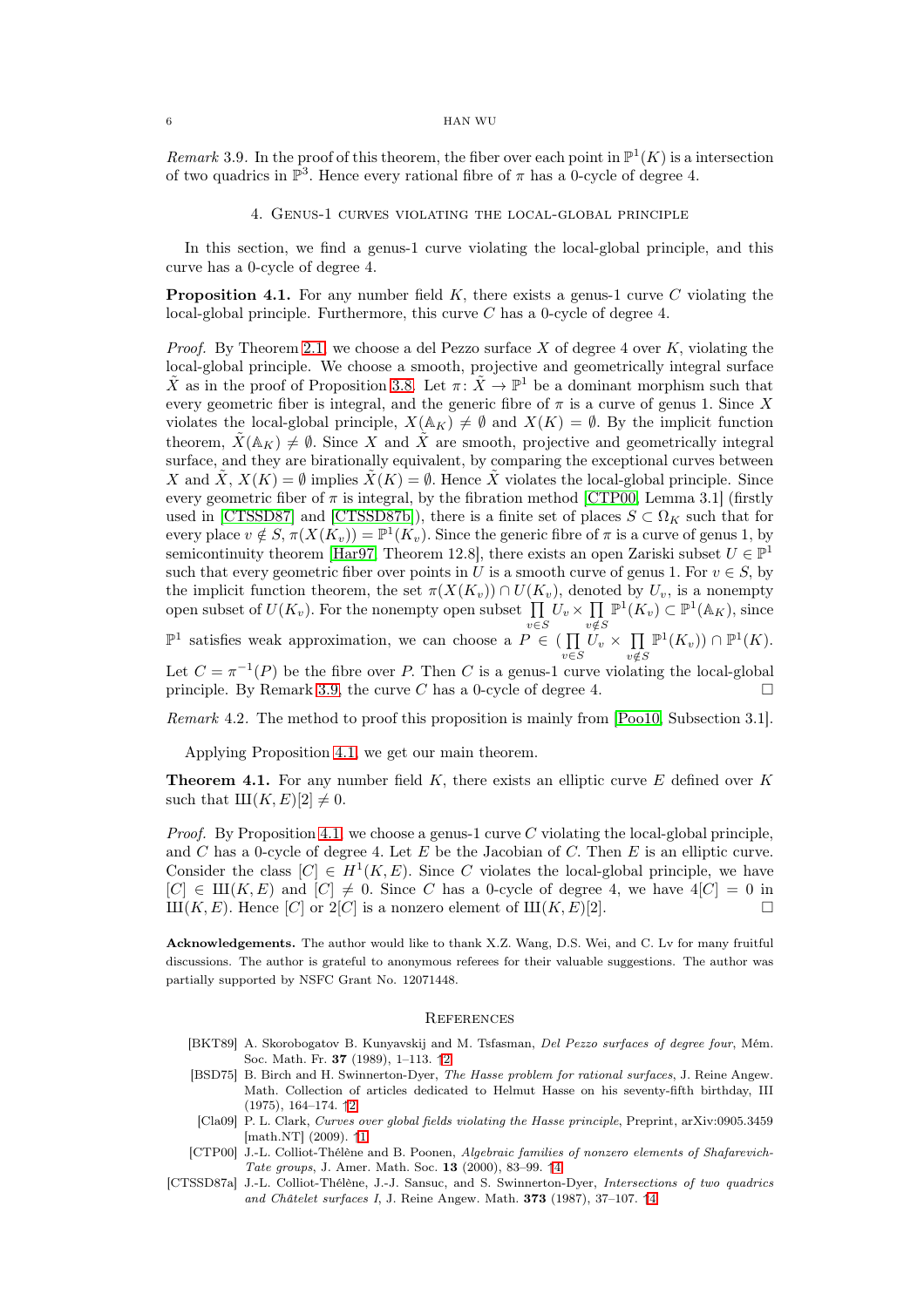*Remark* 3.9. In the proof of this theorem, the fiber over each point in $\mathbb{P}^1(K)$ is a intersection of two quadrics in $\mathbb{P}^3$. Hence every rational fibre of $\pi$ has a 0-cycle of degree 4.

## 4. Genus-1 curves violating the local-global principle

In this section, we find a genus-1 curve violating the local-global principle, and this curve has a 0-cycle of degree 4.

**Proposition 4.1.** *For any number field $K$, there exists a genus-1 curve $C$ violating the local-global principle. Furthermore, this curve $C$ has a 0-cycle of degree 4.*

*Proof.* By Theorem 2.1, we choose a del Pezzo surface $X$ of degree 4 over $K$, violating the local-global principle. We choose a smooth, projective and geometrically integral surface $\tilde{X}$ as in the proof of Proposition 3.8. Let $\pi\colon \tilde{X} \to \mathbb{P}^1$ be a dominant morphism such that every geometric fiber is integral, and the generic fibre of $\pi$ is a curve of genus 1. Since $X$ violates the local-global principle, $X(\mathbb{A}_K) \neq \emptyset$ and $X(K) = \emptyset$. By the implicit function theorem, $\tilde{X}(\mathbb{A}_K) \neq \emptyset$. Since $X$ and $\tilde{X}$ are smooth, projective and geometrically integral surface, and they are birationally equivalent, by comparing the exceptional curves between $X$ and $\tilde{X}$, $X(K) = \emptyset$ implies $\tilde{X}(K) = \emptyset$. Hence $\tilde{X}$ violates the local-global principle. Since every geometric fiber of $\pi$ is integral, by the fibration method [CTP00, Lemma 3.1] (firstly used in [CTSSD87] and [CTSSD87b]), there is a finite set of places $S \subset \Omega_K$ such that for every place $v \notin S$, $\pi(X(K_v)) = \mathbb{P}^1(K_v)$. Since the generic fibre of $\pi$ is a curve of genus 1, by semicontinuity theorem [Har97, Theorem 12.8], there exists an open Zariski subset $U \in \mathbb{P}^1$ such that every geometric fiber over points in $U$ is a smooth curve of genus 1. For $v \in S$, by the implicit function theorem, the set $\pi(X(K_v)) \cap U(K_v)$, denoted by $U_v$, is a nonempty open subset of $U(K_v)$. For the nonempty open subset $\prod_{v\in S} U_v \times \prod_{v\notin S} \mathbb{P}^1(K_v) \subset \mathbb{P}^1(\mathbb{A}_K)$, since $\mathbb{P}^1$ satisfies weak approximation, we can choose a $P \in (\prod_{v\in S} U_v \times \prod_{v\notin S} \mathbb{P}^1(K_v)) \cap \mathbb{P}^1(K)$. Let $C = \pi^{-1}(P)$ be the fibre over $P$. Then $C$ is a genus-1 curve violating the local-global principle. By Remark 3.9, the curve $C$ has a 0-cycle of degree 4. □

*Remark* 4.2. The method to proof this proposition is mainly from [Poo10, Subsection 3.1].

Applying Proposition 4.1, we get our main theorem.

**Theorem 4.1.** *For any number field $K$, there exists an elliptic curve $E$ defined over $K$ such that $Ш(K, E)[2] \neq 0$.*

*Proof.* By Proposition 4.1, we choose a genus-1 curve $C$ violating the local-global principle, and $C$ has a 0-cycle of degree 4. Let $E$ be the Jacobian of $C$. Then $E$ is an elliptic curve. Consider the class $[C] \in H^1(K, E)$. Since $C$ violates the local-global principle, we have $[C] \in Ш(K, E)$ and $[C] \neq 0$. Since $C$ has a 0-cycle of degree 4, we have $4[C] = 0$ in $Ш(K, E)$. Hence $[C]$ or $2[C]$ is a nonzero element of $Ш(K, E)[2]$. □

**Acknowledgements.** The author would like to thank X.Z. Wang, D.S. Wei, and C. Lv for many fruitful discussions. The author is grateful to anonymous referees for their valuable suggestions. The author was partially supported by NSFC Grant No. 12071448.

## References

[BKT89] A. Skorobogatov B. Kunyavskij and M. Tsfasman, *Del Pezzo surfaces of degree four*, Mém. Soc. Math. Fr. **37** (1989), 1–113. ↑2

[BSD75] B. Birch and H. Swinnerton-Dyer, *The Hasse problem for rational surfaces*, J. Reine Angew. Math. Collection of articles dedicated to Helmut Hasse on his seventy-fifth birthday, III (1975), 164–174. ↑2

[Cla09] P. L. Clark, *Curves over global fields violating the Hasse principle*, Preprint, arXiv:0905.3459 [math.NT] (2009). ↑1

[CTP00] J.-L. Colliot-Thélène and B. Poonen, *Algebraic families of nonzero elements of Shafarevich-Tate groups*, J. Amer. Math. Soc. **13** (2000), 83–99. ↑4

[CTSSD87a] J.-L. Colliot-Thélène, J.-J. Sansuc, and S. Swinnerton-Dyer, *Intersections of two quadrics and Châtelet surfaces I*, J. Reine Angew. Math. **373** (1987), 37–107. ↑4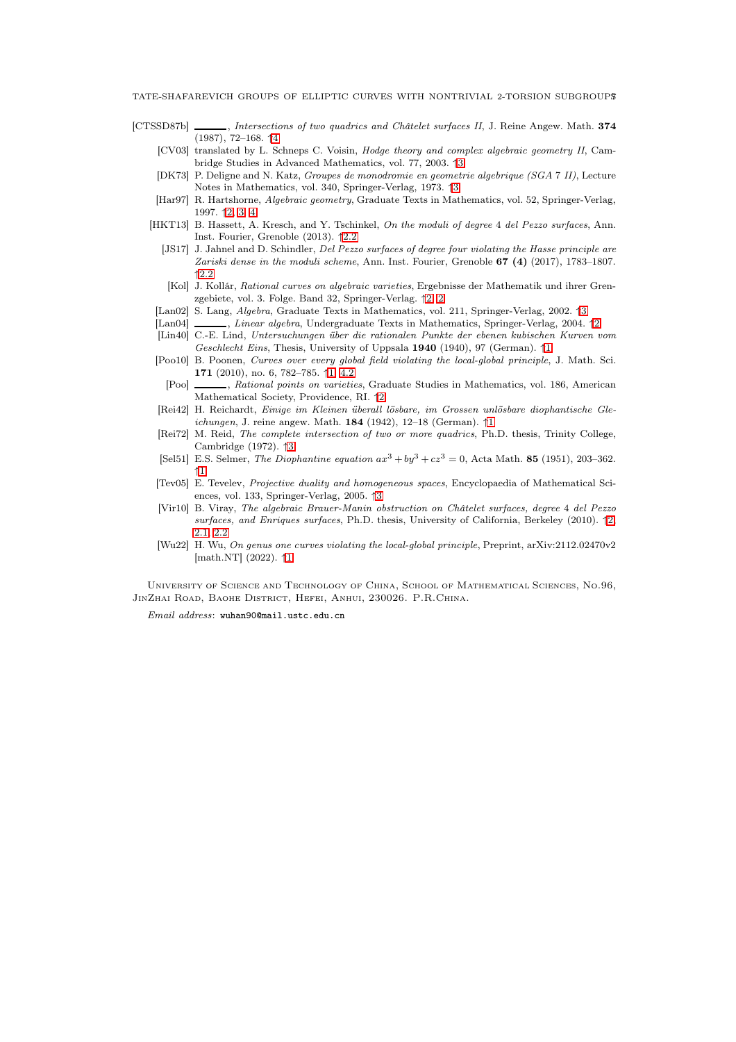[CTSSD87b] ———, *Intersections of two quadrics and Châtelet surfaces II*, J. Reine Angew. Math. **374** (1987), 72–168. ↑4

[CV03] translated by L. Schneps C. Voisin, *Hodge theory and complex algebraic geometry II*, Cambridge Studies in Advanced Mathematics, vol. 77, 2003. ↑3

[DK73] P. Deligne and N. Katz, *Groupes de monodromie en geometrie algebrique (SGA 7 II)*, Lecture Notes in Mathematics, vol. 340, Springer-Verlag, 1973. ↑3

[Har97] R. Hartshorne, *Algebraic geometry*, Graduate Texts in Mathematics, vol. 52, Springer-Verlag, 1997. ↑2, 3, 4

[HKT13] B. Hassett, A. Kresch, and Y. Tschinkel, *On the moduli of degree 4 del Pezzo surfaces*, Ann. Inst. Fourier, Grenoble (2013). ↑2.2

[JS17] J. Jahnel and D. Schindler, *Del Pezzo surfaces of degree four violating the Hasse principle are Zariski dense in the moduli scheme*, Ann. Inst. Fourier, Grenoble **67 (4)** (2017), 1783–1807. ↑2.2

[Kol] J. Kollár, *Rational curves on algebraic varieties*, Ergebnisse der Mathematik und ihrer Grenzgebiete, vol. 3. Folge. Band 32, Springer-Verlag. ↑2, 2

[Lan02] S. Lang, *Algebra*, Graduate Texts in Mathematics, vol. 211, Springer-Verlag, 2002. ↑3

[Lan04] ———, *Linear algebra*, Undergraduate Texts in Mathematics, Springer-Verlag, 2004. ↑2

[Lin40] C.-E. Lind, *Untersuchungen über die rationalen Punkte der ebenen kubischen Kurven vom Geschlecht Eins*, Thesis, University of Uppsala **1940** (1940), 97 (German). ↑1

[Poo10] B. Poonen, *Curves over every global field violating the local-global principle*, J. Math. Sci. **171** (2010), no. 6, 782–785. ↑1, 4.2

[Poo] ———, *Rational points on varieties*, Graduate Studies in Mathematics, vol. 186, American Mathematical Society, Providence, RI. ↑2

[Rei42] H. Reichardt, *Einige im Kleinen überall lösbare, im Grossen unlösbare diophantische Gleichungen*, J. reine angew. Math. **184** (1942), 12–18 (German). ↑1

[Rei72] M. Reid, *The complete intersection of two or more quadrics*, Ph.D. thesis, Trinity College, Cambridge (1972). ↑3

[Sel51] E.S. Selmer, *The Diophantine equation $ax^3 + by^3 + cz^3 = 0$*, Acta Math. **85** (1951), 203–362. ↑1

[Tev05] E. Tevelev, *Projective duality and homogeneous spaces*, Encyclopaedia of Mathematical Sciences, vol. 133, Springer-Verlag, 2005. ↑3

[Vir10] B. Viray, *The algebraic Brauer-Manin obstruction on Châtelet surfaces, degree 4 del Pezzo surfaces, and Enriques surfaces*, Ph.D. thesis, University of California, Berkeley (2010). ↑2, 2.1, 2.2

[Wu22] H. Wu, *On genus one curves violating the local-global principle*, Preprint, arXiv:2112.02470v2 [math.NT] (2022). ↑1

University of Science and Technology of China, School of Mathematical Sciences, No.96, JinZhai Road, Baohe District, Hefei, Anhui, 230026. P.R.China.

*Email address*: wuhan90@mail.ustc.edu.cn